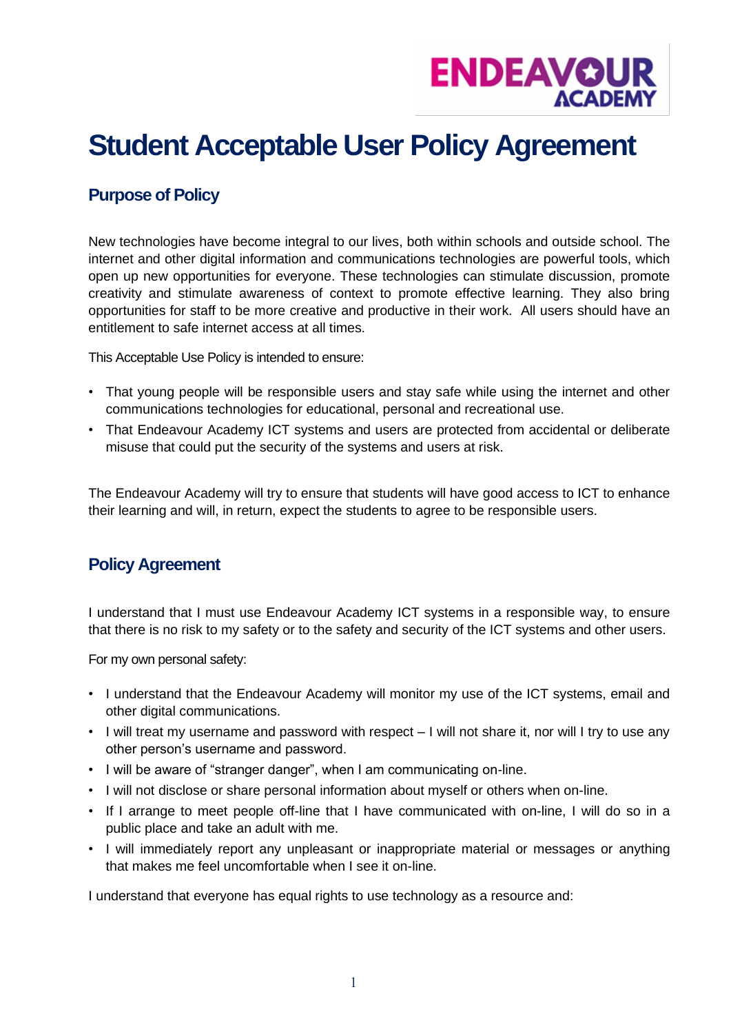# Student Acceptable User Policy Agreement

## Purpose of Policy

New technologies have become integral to our lives, both within schools and outside school. The internet and other digital information and communications technologies are powerful tools, which open up new opportunities for everyone. These technologies can stimulate discussion, promote creativity and stimulate awareness of context to promote effective learning. They also bring opportunities for staff to be more creative and productive in their work. All users should have an entitlement to safe internet access at all times.

This Acceptable Use Policy is intended to ensure:

- That young people will be responsible users and stay safe while using the internet and other communications technologies for educational, personal and recreational use.
- That Endeavour Academy ICT systems and users are protected from accidental or deliberate misuse that could put the security of the systems and users at risk.

The Endeavour Academy will try to ensure that students will have good access to ICT to enhance their learning and will, in return, expect the students to agree to be responsible users.

## Policy Agreement

I understand that I must use Endeavour Academy ICT systems in a responsible way, to ensure that there is no risk to my safety or to the safety and security of the ICT systems and other users.

For my own personal safety:

- I understand that the Endeavour Academy will monitor my use of the ICT systems, email and other digital communications.
- I will treat my username and password with respect – I will not share it, nor will I try to use any other person's username and password.
- I will be aware of "stranger danger", when I am communicating on-line.
- I will not disclose or share personal information about myself or others when on-line.
- If I arrange to meet people off-line that I have communicated with on-line, I will do so in a public place and take an adult with me.
- I will immediately report any unpleasant or inappropriate material or messages or anything that makes me feel uncomfortable when I see it on-line.

I understand that everyone has equal rights to use technology as a resource and: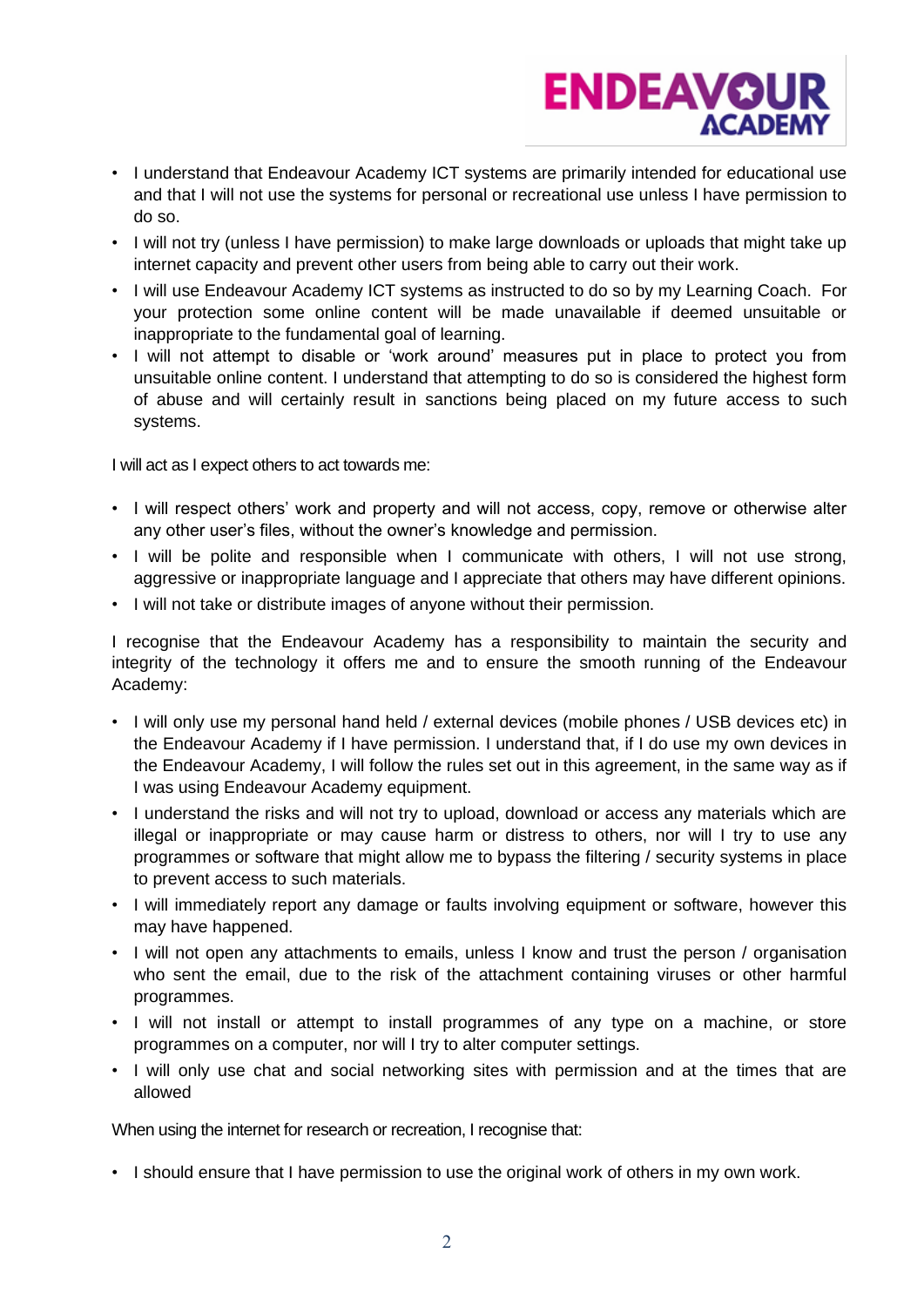- I understand that Endeavour Academy ICT systems are primarily intended for educational use and that I will not use the systems for personal or recreational use unless I have permission to do so.
- I will not try (unless I have permission) to make large downloads or uploads that might take up internet capacity and prevent other users from being able to carry out their work.
- I will use Endeavour Academy ICT systems as instructed to do so by my Learning Coach. For your protection some online content will be made unavailable if deemed unsuitable or inappropriate to the fundamental goal of learning.
- I will not attempt to disable or 'work around' measures put in place to protect you from unsuitable online content. I understand that attempting to do so is considered the highest form of abuse and will certainly result in sanctions being placed on my future access to such systems.

I will act as I expect others to act towards me:

- I will respect others' work and property and will not access, copy, remove or otherwise alter any other user's files, without the owner's knowledge and permission.
- I will be polite and responsible when I communicate with others, I will not use strong, aggressive or inappropriate language and I appreciate that others may have different opinions.
- I will not take or distribute images of anyone without their permission.

I recognise that the Endeavour Academy has a responsibility to maintain the security and integrity of the technology it offers me and to ensure the smooth running of the Endeavour Academy:

- I will only use my personal hand held / external devices (mobile phones / USB devices etc) in the Endeavour Academy if I have permission. I understand that, if I do use my own devices in the Endeavour Academy, I will follow the rules set out in this agreement, in the same way as if I was using Endeavour Academy equipment.
- I understand the risks and will not try to upload, download or access any materials which are illegal or inappropriate or may cause harm or distress to others, nor will I try to use any programmes or software that might allow me to bypass the filtering / security systems in place to prevent access to such materials.
- I will immediately report any damage or faults involving equipment or software, however this may have happened.
- I will not open any attachments to emails, unless I know and trust the person / organisation who sent the email, due to the risk of the attachment containing viruses or other harmful programmes.
- I will not install or attempt to install programmes of any type on a machine, or store programmes on a computer, nor will I try to alter computer settings.
- I will only use chat and social networking sites with permission and at the times that are allowed

When using the internet for research or recreation, I recognise that:

- I should ensure that I have permission to use the original work of others in my own work.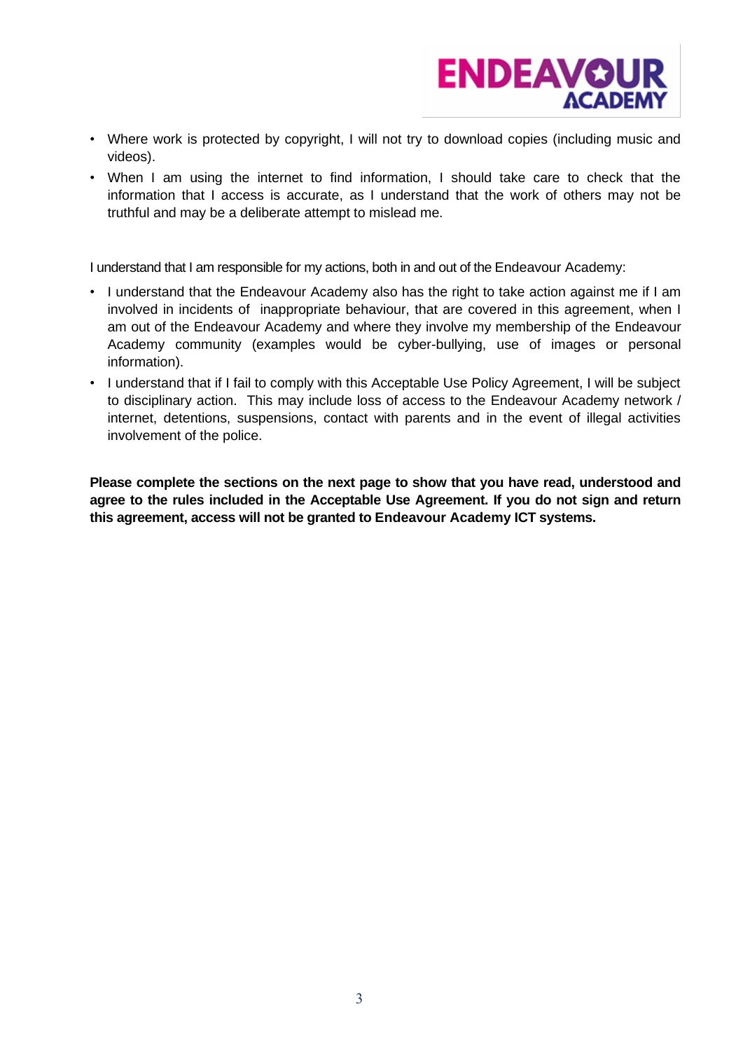- Where work is protected by copyright, I will not try to download copies (including music and videos).
- When I am using the internet to find information, I should take care to check that the information that I access is accurate, as I understand that the work of others may not be truthful and may be a deliberate attempt to mislead me.

I understand that I am responsible for my actions, both in and out of the Endeavour Academy:

- I understand that the Endeavour Academy also has the right to take action against me if I am involved in incidents of inappropriate behaviour, that are covered in this agreement, when I am out of the Endeavour Academy and where they involve my membership of the Endeavour Academy community (examples would be cyber-bullying, use of images or personal information).
- I understand that if I fail to comply with this Acceptable Use Policy Agreement, I will be subject to disciplinary action. This may include loss of access to the Endeavour Academy network / internet, detentions, suspensions, contact with parents and in the event of illegal activities involvement of the police.

**Please complete the sections on the next page to show that you have read, understood and agree to the rules included in the Acceptable Use Agreement. If you do not sign and return this agreement, access will not be granted to Endeavour Academy ICT systems.**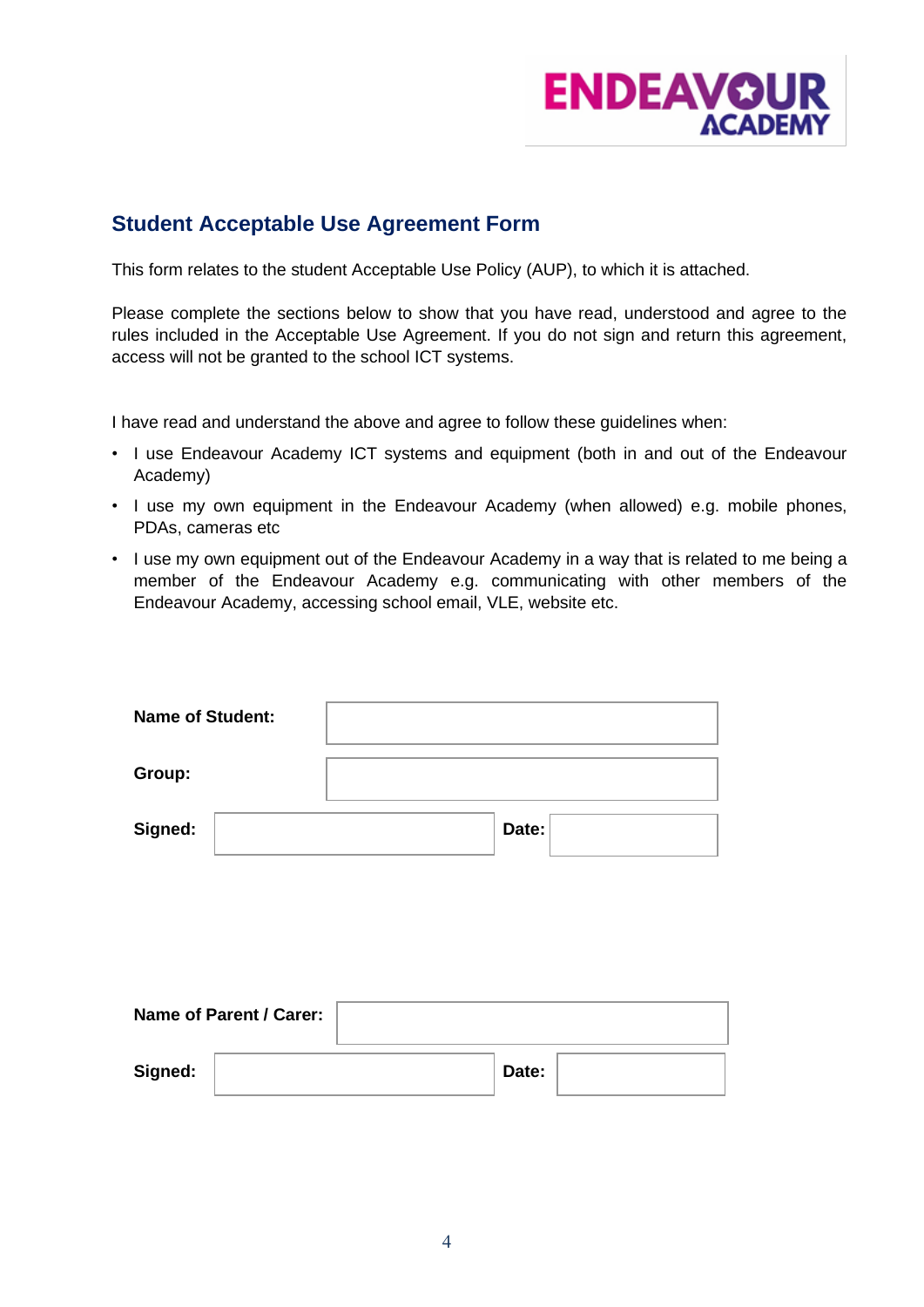ENDEAVOUR ACADEMY

## Student Acceptable Use Agreement Form

This form relates to the student Acceptable Use Policy (AUP), to which it is attached.

Please complete the sections below to show that you have read, understood and agree to the rules included in the Acceptable Use Agreement. If you do not sign and return this agreement, access will not be granted to the school ICT systems.

I have read and understand the above and agree to follow these guidelines when:

- I use Endeavour Academy ICT systems and equipment (both in and out of the Endeavour Academy)
- I use my own equipment in the Endeavour Academy (when allowed) e.g. mobile phones, PDAs, cameras etc
- I use my own equipment out of the Endeavour Academy in a way that is related to me being a member of the Endeavour Academy e.g. communicating with other members of the Endeavour Academy, accessing school email, VLE, website etc.

**Name of Student:**

**Group:**

**Signed:** **Date:**

**Name of Parent / Carer:**

**Signed:** **Date:**